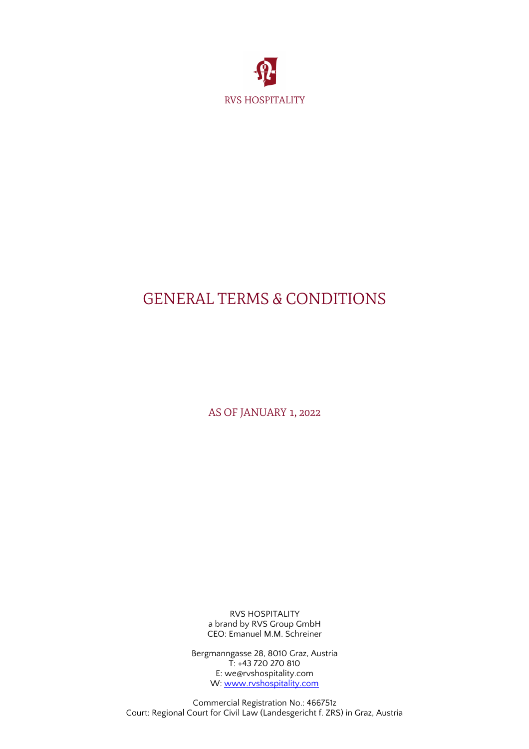RVS HOSPITALITY

# GENERAL TERMS & CONDITIONS

AS OF JANUARY 1, 2022

RVS HOSPITALITY
a brand by RVS Group GmbH
CEO: Emanuel M.M. Schreiner

Bergmanngasse 28, 8010 Graz, Austria
T: +43 720 270 810
E: we@rvshospitality.com
W: [www.rvshospitality.com](http://www.rvshospitality.com)

Commercial Registration No.: 466751z
Court: Regional Court for Civil Law (Landesgericht f. ZRS) in Graz, Austria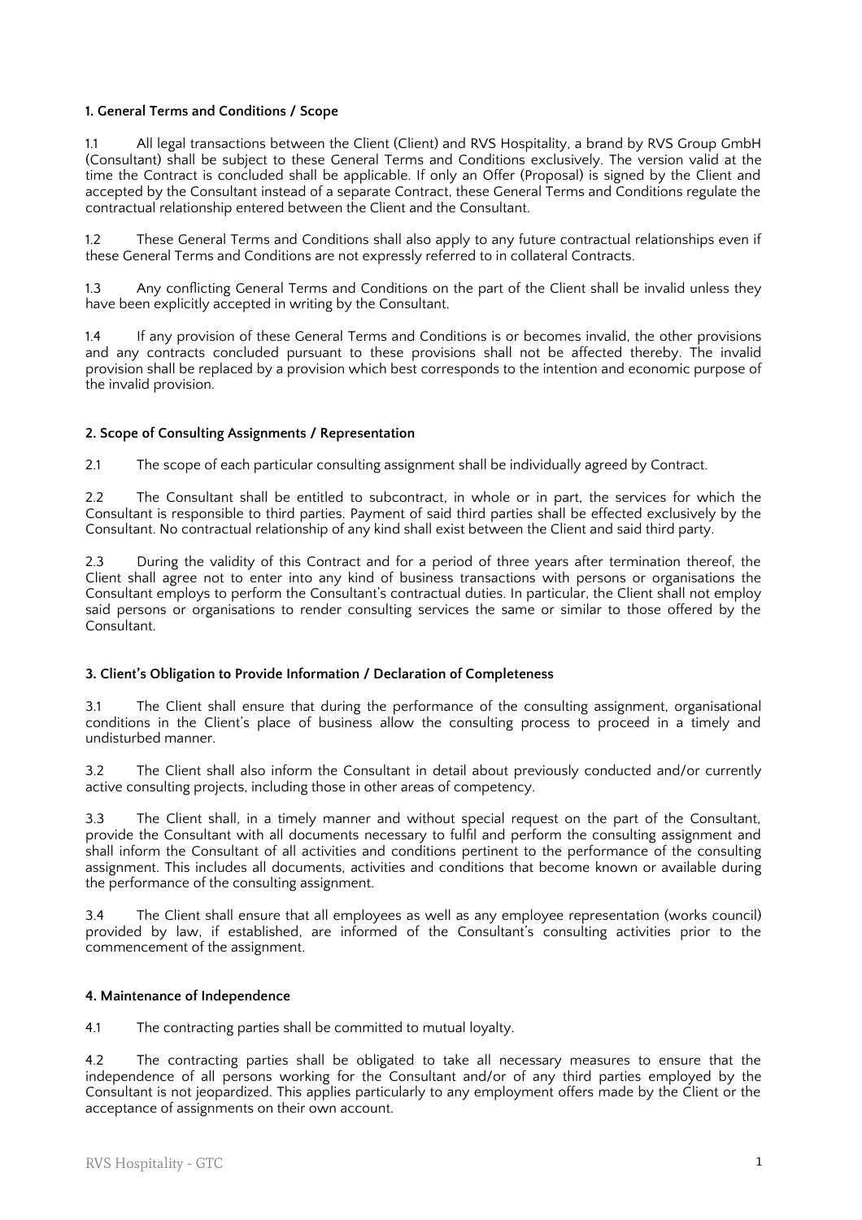**1. General Terms and Conditions / Scope**

1.1 All legal transactions between the Client (Client) and RVS Hospitality, a brand by RVS Group GmbH (Consultant) shall be subject to these General Terms and Conditions exclusively. The version valid at the time the Contract is concluded shall be applicable. If only an Offer (Proposal) is signed by the Client and accepted by the Consultant instead of a separate Contract, these General Terms and Conditions regulate the contractual relationship entered between the Client and the Consultant.

1.2 These General Terms and Conditions shall also apply to any future contractual relationships even if these General Terms and Conditions are not expressly referred to in collateral Contracts.

1.3 Any conflicting General Terms and Conditions on the part of the Client shall be invalid unless they have been explicitly accepted in writing by the Consultant.

1.4 If any provision of these General Terms and Conditions is or becomes invalid, the other provisions and any contracts concluded pursuant to these provisions shall not be affected thereby. The invalid provision shall be replaced by a provision which best corresponds to the intention and economic purpose of the invalid provision.

**2. Scope of Consulting Assignments / Representation**

2.1 The scope of each particular consulting assignment shall be individually agreed by Contract.

2.2 The Consultant shall be entitled to subcontract, in whole or in part, the services for which the Consultant is responsible to third parties. Payment of said third parties shall be effected exclusively by the Consultant. No contractual relationship of any kind shall exist between the Client and said third party.

2.3 During the validity of this Contract and for a period of three years after termination thereof, the Client shall agree not to enter into any kind of business transactions with persons or organisations the Consultant employs to perform the Consultant's contractual duties. In particular, the Client shall not employ said persons or organisations to render consulting services the same or similar to those offered by the Consultant.

**3. Client's Obligation to Provide Information / Declaration of Completeness**

3.1 The Client shall ensure that during the performance of the consulting assignment, organisational conditions in the Client's place of business allow the consulting process to proceed in a timely and undisturbed manner.

3.2 The Client shall also inform the Consultant in detail about previously conducted and/or currently active consulting projects, including those in other areas of competency.

3.3 The Client shall, in a timely manner and without special request on the part of the Consultant, provide the Consultant with all documents necessary to fulfil and perform the consulting assignment and shall inform the Consultant of all activities and conditions pertinent to the performance of the consulting assignment. This includes all documents, activities and conditions that become known or available during the performance of the consulting assignment.

3.4 The Client shall ensure that all employees as well as any employee representation (works council) provided by law, if established, are informed of the Consultant's consulting activities prior to the commencement of the assignment.

**4. Maintenance of Independence**

4.1 The contracting parties shall be committed to mutual loyalty.

4.2 The contracting parties shall be obligated to take all necessary measures to ensure that the independence of all persons working for the Consultant and/or of any third parties employed by the Consultant is not jeopardized. This applies particularly to any employment offers made by the Client or the acceptance of assignments on their own account.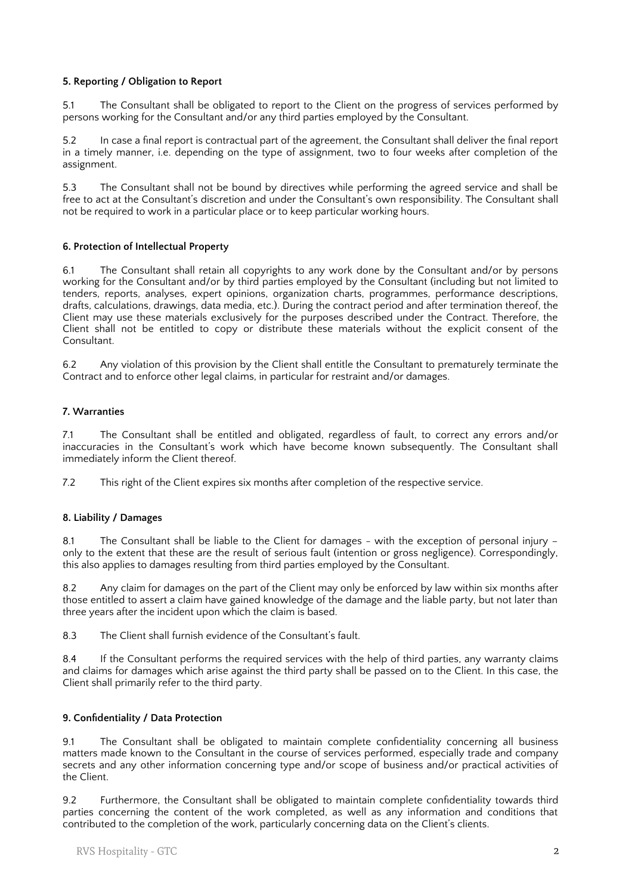#### 5. Reporting / Obligation to Report

5.1 The Consultant shall be obligated to report to the Client on the progress of services performed by persons working for the Consultant and/or any third parties employed by the Consultant.

5.2 In case a final report is contractual part of the agreement, the Consultant shall deliver the final report in a timely manner, i.e. depending on the type of assignment, two to four weeks after completion of the assignment.

5.3 The Consultant shall not be bound by directives while performing the agreed service and shall be free to act at the Consultant's discretion and under the Consultant's own responsibility. The Consultant shall not be required to work in a particular place or to keep particular working hours.

#### 6. Protection of Intellectual Property

6.1 The Consultant shall retain all copyrights to any work done by the Consultant and/or by persons working for the Consultant and/or by third parties employed by the Consultant (including but not limited to tenders, reports, analyses, expert opinions, organization charts, programmes, performance descriptions, drafts, calculations, drawings, data media, etc.). During the contract period and after termination thereof, the Client may use these materials exclusively for the purposes described under the Contract. Therefore, the Client shall not be entitled to copy or distribute these materials without the explicit consent of the Consultant.

6.2 Any violation of this provision by the Client shall entitle the Consultant to prematurely terminate the Contract and to enforce other legal claims, in particular for restraint and/or damages.

#### 7. Warranties

7.1 The Consultant shall be entitled and obligated, regardless of fault, to correct any errors and/or inaccuracies in the Consultant's work which have become known subsequently. The Consultant shall immediately inform the Client thereof.

7.2 This right of the Client expires six months after completion of the respective service.

#### 8. Liability / Damages

8.1 The Consultant shall be liable to the Client for damages - with the exception of personal injury – only to the extent that these are the result of serious fault (intention or gross negligence). Correspondingly, this also applies to damages resulting from third parties employed by the Consultant.

8.2 Any claim for damages on the part of the Client may only be enforced by law within six months after those entitled to assert a claim have gained knowledge of the damage and the liable party, but not later than three years after the incident upon which the claim is based.

8.3 The Client shall furnish evidence of the Consultant's fault.

8.4 If the Consultant performs the required services with the help of third parties, any warranty claims and claims for damages which arise against the third party shall be passed on to the Client. In this case, the Client shall primarily refer to the third party.

#### 9. Confidentiality / Data Protection

9.1 The Consultant shall be obligated to maintain complete confidentiality concerning all business matters made known to the Consultant in the course of services performed, especially trade and company secrets and any other information concerning type and/or scope of business and/or practical activities of the Client.

9.2 Furthermore, the Consultant shall be obligated to maintain complete confidentiality towards third parties concerning the content of the work completed, as well as any information and conditions that contributed to the completion of the work, particularly concerning data on the Client's clients.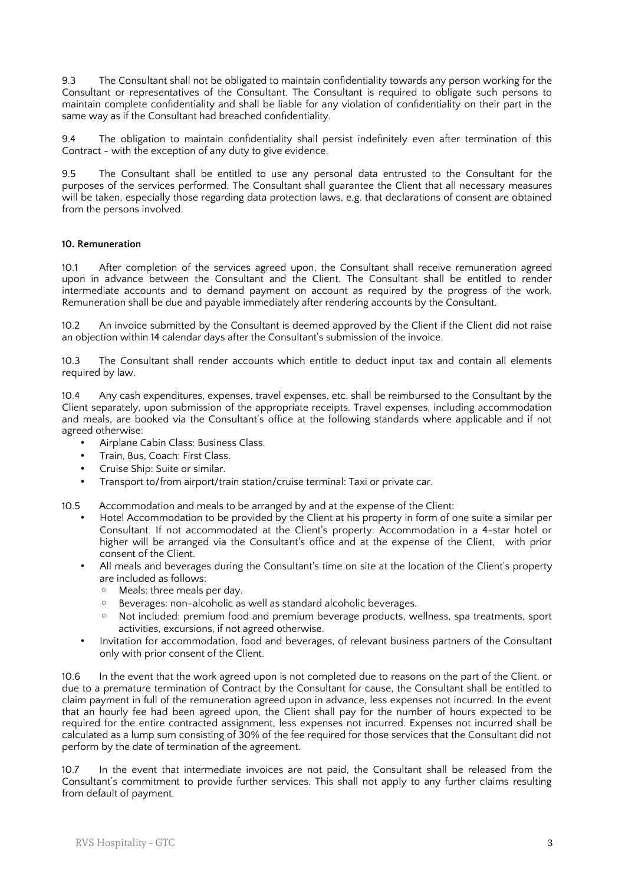9.3 The Consultant shall not be obligated to maintain confidentiality towards any person working for the Consultant or representatives of the Consultant. The Consultant is required to obligate such persons to maintain complete confidentiality and shall be liable for any violation of confidentiality on their part in the same way as if the Consultant had breached confidentiality.

9.4 The obligation to maintain confidentiality shall persist indefinitely even after termination of this Contract - with the exception of any duty to give evidence.

9.5 The Consultant shall be entitled to use any personal data entrusted to the Consultant for the purposes of the services performed. The Consultant shall guarantee the Client that all necessary measures will be taken, especially those regarding data protection laws, e.g. that declarations of consent are obtained from the persons involved.

**10. Remuneration**

10.1 After completion of the services agreed upon, the Consultant shall receive remuneration agreed upon in advance between the Consultant and the Client. The Consultant shall be entitled to render intermediate accounts and to demand payment on account as required by the progress of the work. Remuneration shall be due and payable immediately after rendering accounts by the Consultant.

10.2 An invoice submitted by the Consultant is deemed approved by the Client if the Client did not raise an objection within 14 calendar days after the Consultant's submission of the invoice.

10.3 The Consultant shall render accounts which entitle to deduct input tax and contain all elements required by law.

10.4 Any cash expenditures, expenses, travel expenses, etc. shall be reimbursed to the Consultant by the Client separately, upon submission of the appropriate receipts. Travel expenses, including accommodation and meals, are booked via the Consultant's office at the following standards where applicable and if not agreed otherwise:

- Airplane Cabin Class: Business Class.
- Train, Bus, Coach: First Class.
- Cruise Ship: Suite or similar.
- Transport to/from airport/train station/cruise terminal: Taxi or private car.

10.5 Accommodation and meals to be arranged by and at the expense of the Client:

- Hotel Accommodation to be provided by the Client at his property in form of one suite a similar per Consultant. If not accommodated at the Client's property: Accommodation in a 4-star hotel or higher will be arranged via the Consultant's office and at the expense of the Client, with prior consent of the Client.
- All meals and beverages during the Consultant's time on site at the location of the Client's property are included as follows:
  - Meals: three meals per day.
  - Beverages: non-alcoholic as well as standard alcoholic beverages.
  - Not included: premium food and premium beverage products, wellness, spa treatments, sport activities, excursions, if not agreed otherwise.
- Invitation for accommodation, food and beverages, of relevant business partners of the Consultant only with prior consent of the Client.

10.6 In the event that the work agreed upon is not completed due to reasons on the part of the Client, or due to a premature termination of Contract by the Consultant for cause, the Consultant shall be entitled to claim payment in full of the remuneration agreed upon in advance, less expenses not incurred. In the event that an hourly fee had been agreed upon, the Client shall pay for the number of hours expected to be required for the entire contracted assignment, less expenses not incurred. Expenses not incurred shall be calculated as a lump sum consisting of 30% of the fee required for those services that the Consultant did not perform by the date of termination of the agreement.

10.7 In the event that intermediate invoices are not paid, the Consultant shall be released from the Consultant's commitment to provide further services. This shall not apply to any further claims resulting from default of payment.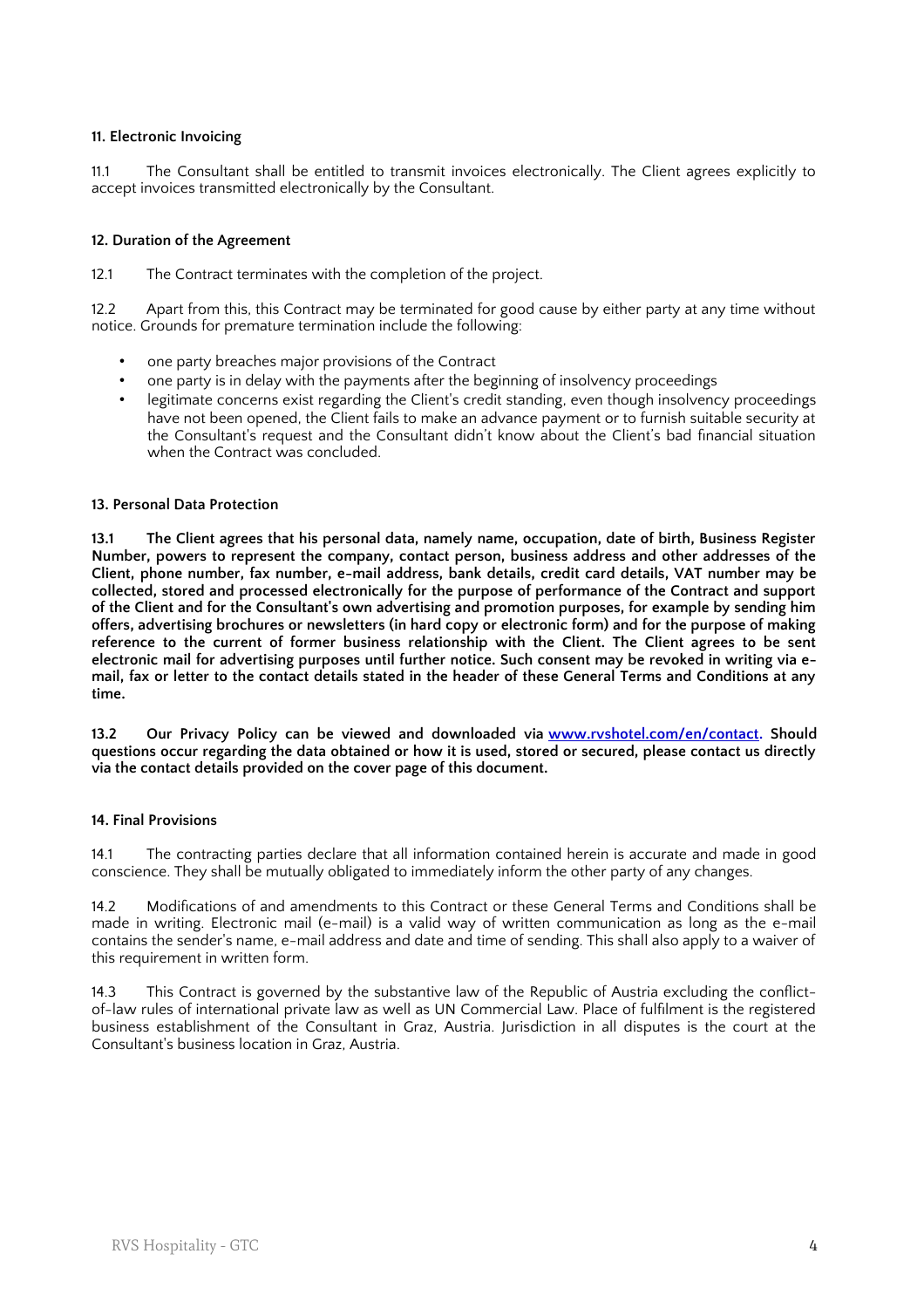**11. Electronic Invoicing**

11.1 The Consultant shall be entitled to transmit invoices electronically. The Client agrees explicitly to accept invoices transmitted electronically by the Consultant.

**12. Duration of the Agreement**

12.1 The Contract terminates with the completion of the project.

12.2 Apart from this, this Contract may be terminated for good cause by either party at any time without notice. Grounds for premature termination include the following:

- one party breaches major provisions of the Contract
- one party is in delay with the payments after the beginning of insolvency proceedings
- legitimate concerns exist regarding the Client's credit standing, even though insolvency proceedings have not been opened, the Client fails to make an advance payment or to furnish suitable security at the Consultant's request and the Consultant didn't know about the Client's bad financial situation when the Contract was concluded.

**13. Personal Data Protection**

**13.1 The Client agrees that his personal data, namely name, occupation, date of birth, Business Register Number, powers to represent the company, contact person, business address and other addresses of the Client, phone number, fax number, e-mail address, bank details, credit card details, VAT number may be collected, stored and processed electronically for the purpose of performance of the Contract and support of the Client and for the Consultant's own advertising and promotion purposes, for example by sending him offers, advertising brochures or newsletters (in hard copy or electronic form) and for the purpose of making reference to the current of former business relationship with the Client. The Client agrees to be sent electronic mail for advertising purposes until further notice. Such consent may be revoked in writing via e-mail, fax or letter to the contact details stated in the header of these General Terms and Conditions at any time.**

**13.2 Our Privacy Policy can be viewed and downloaded via [www.rvshotel.com/en/contact](www.rvshotel.com/en/contact). Should questions occur regarding the data obtained or how it is used, stored or secured, please contact us directly via the contact details provided on the cover page of this document.**

**14. Final Provisions**

14.1 The contracting parties declare that all information contained herein is accurate and made in good conscience. They shall be mutually obligated to immediately inform the other party of any changes.

14.2 Modifications of and amendments to this Contract or these General Terms and Conditions shall be made in writing. Electronic mail (e-mail) is a valid way of written communication as long as the e-mail contains the sender's name, e-mail address and date and time of sending. This shall also apply to a waiver of this requirement in written form.

14.3 This Contract is governed by the substantive law of the Republic of Austria excluding the conflict-of-law rules of international private law as well as UN Commercial Law. Place of fulfilment is the registered business establishment of the Consultant in Graz, Austria. Jurisdiction in all disputes is the court at the Consultant's business location in Graz, Austria.